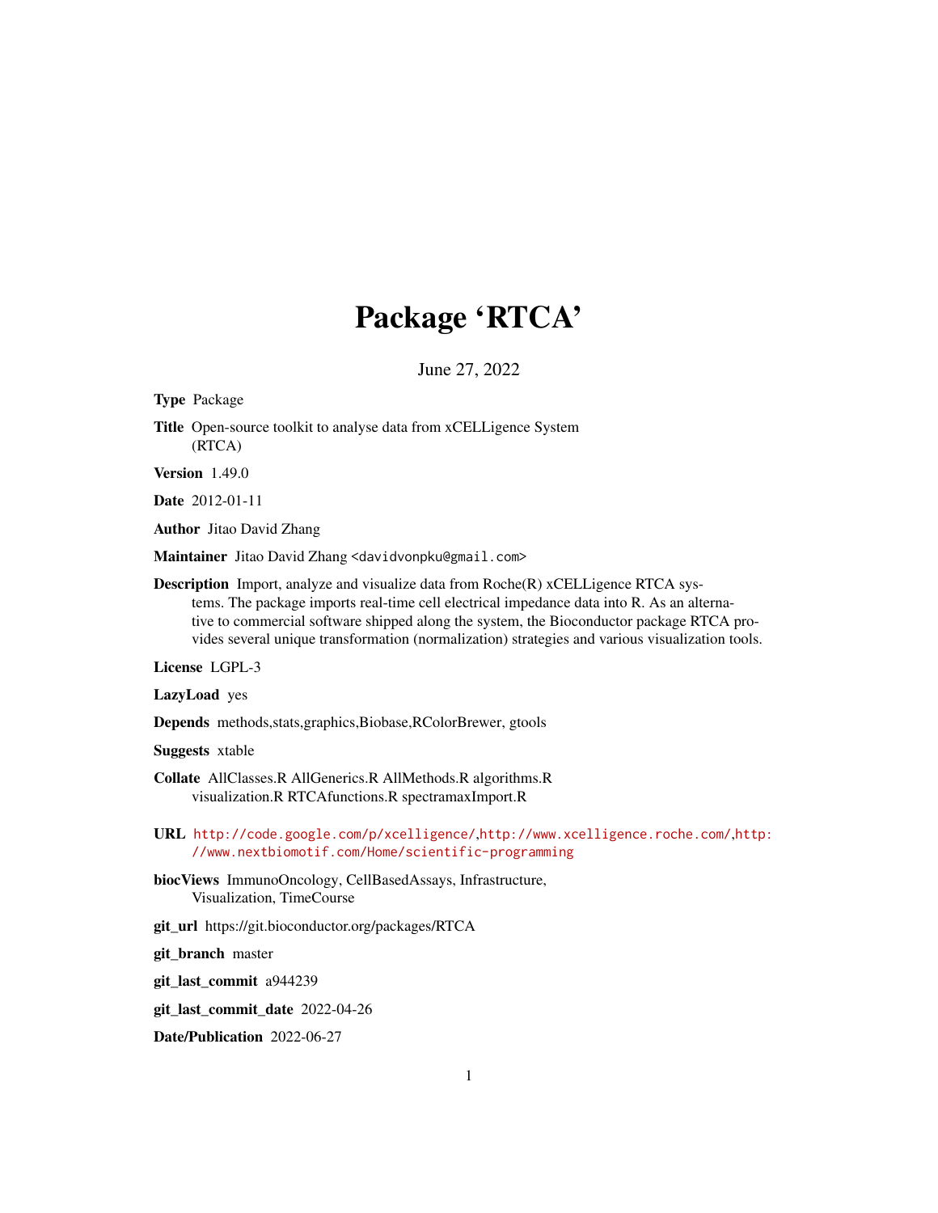# Package 'RTCA'

June 27, 2022

**Type** Package

**Title** Open-source toolkit to analyse data from xCELLigence System (RTCA)

**Version** 1.49.0

**Date** 2012-01-11

**Author** Jitao David Zhang

**Maintainer** Jitao David Zhang <davidvonpku@gmail.com>

**Description** Import, analyze and visualize data from Roche(R) xCELLigence RTCA systems. The package imports real-time cell electrical impedance data into R. As an alternative to commercial software shipped along the system, the Bioconductor package RTCA provides several unique transformation (normalization) strategies and various visualization tools.

**License** LGPL-3

**LazyLoad** yes

**Depends** methods,stats,graphics,Biobase,RColorBrewer, gtools

**Suggests** xtable

**Collate** AllClasses.R AllGenerics.R AllMethods.R algorithms.R visualization.R RTCAfunctions.R spectramaxImport.R

**URL** http://code.google.com/p/xcelligence/,http://www.xcelligence.roche.com/,http://www.nextbiomotif.com/Home/scientific-programming

**biocViews** ImmunoOncology, CellBasedAssays, Infrastructure, Visualization, TimeCourse

**git_url** https://git.bioconductor.org/packages/RTCA

**git_branch** master

**git_last_commit** a944239

**git_last_commit_date** 2022-04-26

**Date/Publication** 2022-06-27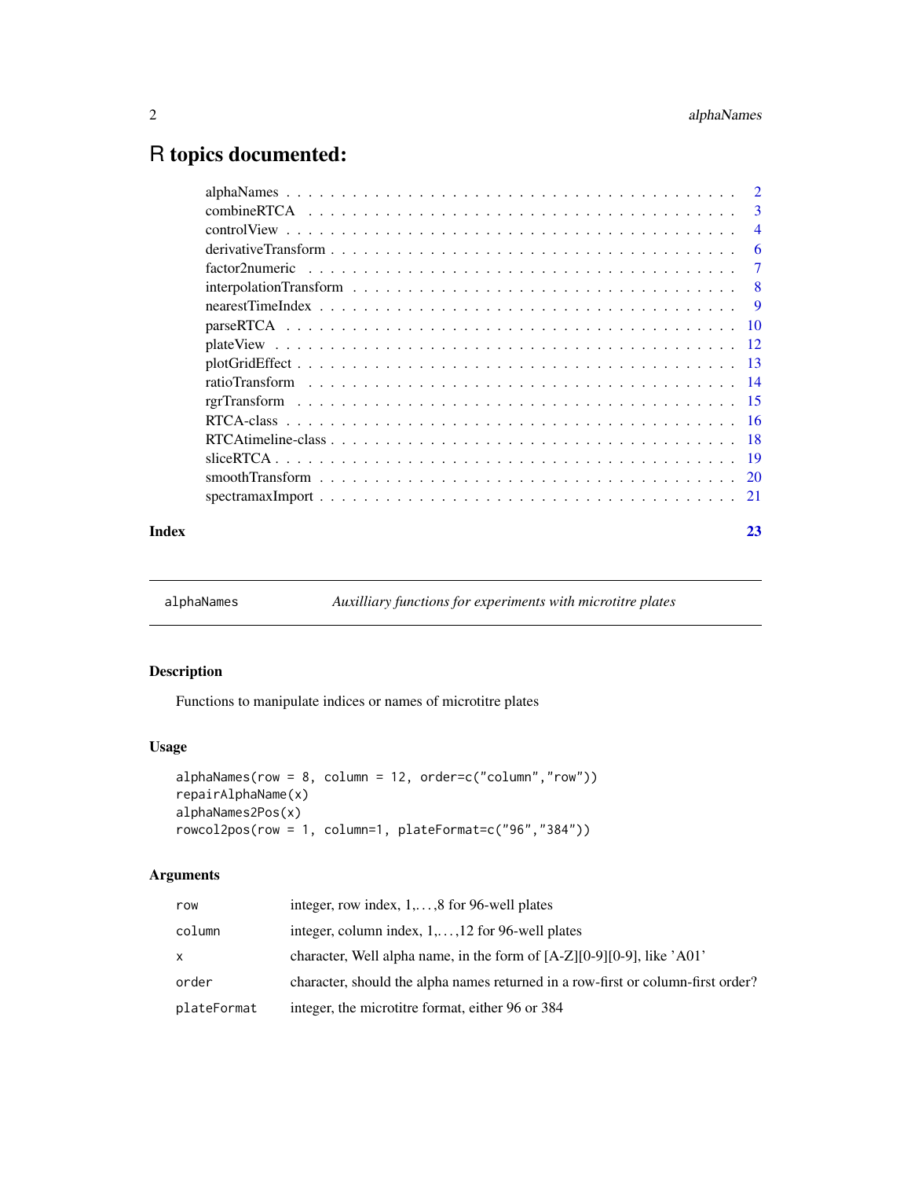# R topics documented:

| | |
|---|---|
| alphaNames | 2 |
| combineRTCA | 3 |
| controlView | 4 |
| derivativeTransform | 6 |
| factor2numeric | 7 |
| interpolationTransform | 8 |
| nearestTimeIndex | 9 |
| parseRTCA | 10 |
| plateView | 12 |
| plotGridEffect | 13 |
| ratioTransform | 14 |
| rgrTransform | 15 |
| RTCA-class | 16 |
| RTCAtimeline-class | 18 |
| sliceRTCA | 19 |
| smoothTransform | 20 |
| spectramaxImport | 21 |

**Index** 23

---

`alphaNames` *Auxilliary functions for experiments with microtitre plates*

---

## Description

Functions to manipulate indices or names of microtitre plates

## Usage

```
alphaNames(row = 8, column = 12, order=c("column","row"))
repairAlphaName(x)
alphaNames2Pos(x)
rowcol2pos(row = 1, column=1, plateFormat=c("96","384"))
```

## Arguments

| | |
|---|---|
| `row` | integer, row index, 1,...,8 for 96-well plates |
| `column` | integer, column index, 1,...,12 for 96-well plates |
| `x` | character, Well alpha name, in the form of [A-Z][0-9][0-9], like 'A01' |
| `order` | character, should the alpha names returned in a row-first or column-first order? |
| `plateFormat` | integer, the microtitre format, either 96 or 384 |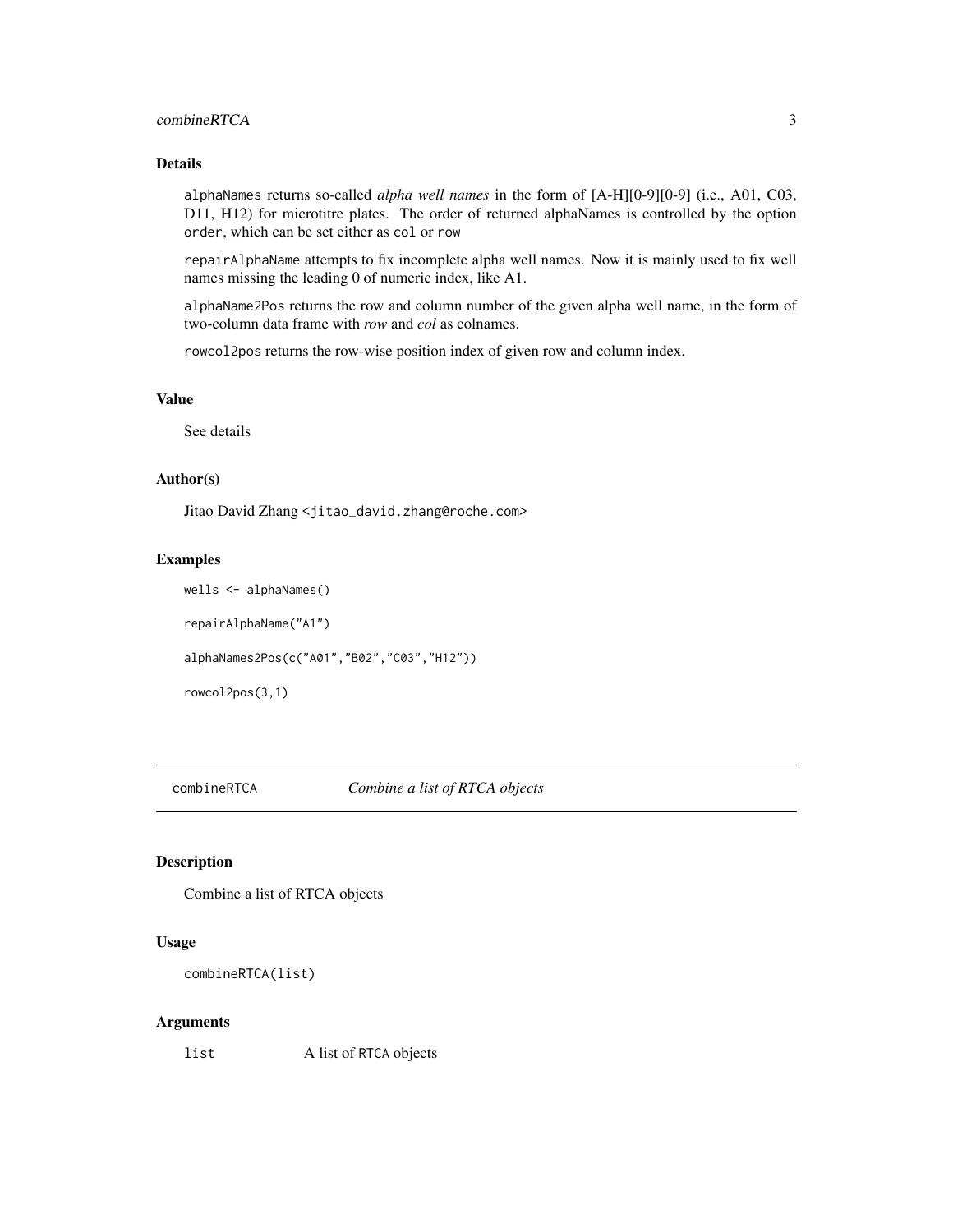### Details

alphaNames returns so-called *alpha well names* in the form of [A-H][0-9][0-9] (i.e., A01, C03, D11, H12) for microtitre plates. The order of returned alphaNames is controlled by the option order, which can be set either as col or row

repairAlphaName attempts to fix incomplete alpha well names. Now it is mainly used to fix well names missing the leading 0 of numeric index, like A1.

alphaName2Pos returns the row and column number of the given alpha well name, in the form of two-column data frame with *row* and *col* as colnames.

rowcol2pos returns the row-wise position index of given row and column index.

### Value

See details

### Author(s)

Jitao David Zhang <jitao_david.zhang@roche.com>

### Examples

```
wells <- alphaNames()

repairAlphaName("A1")

alphaNames2Pos(c("A01","B02","C03","H12"))

rowcol2pos(3,1)
```

## combineRTCA — *Combine a list of RTCA objects*

### Description

Combine a list of RTCA objects

### Usage

```
combineRTCA(list)
```

### Arguments

| | |
|---|---|
| list | A list of RTCA objects |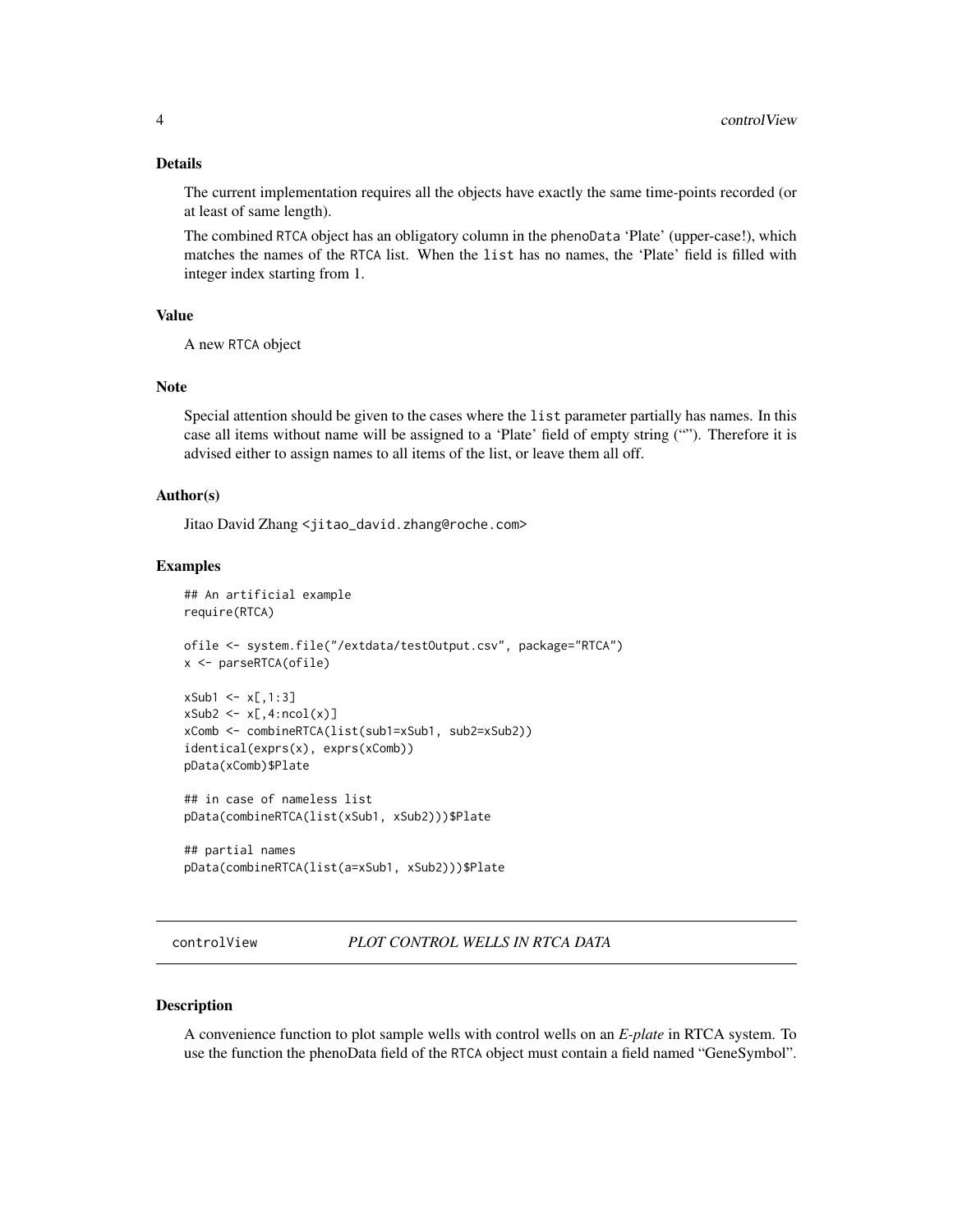### Details

The current implementation requires all the objects have exactly the same time-points recorded (or at least of same length).

The combined RTCA object has an obligatory column in the phenoData 'Plate' (upper-case!), which matches the names of the RTCA list. When the list has no names, the 'Plate' field is filled with integer index starting from 1.

### Value

A new RTCA object

### Note

Special attention should be given to the cases where the list parameter partially has names. In this case all items without name will be assigned to a 'Plate' field of empty string (""). Therefore it is advised either to assign names to all items of the list, or leave them all off.

### Author(s)

Jitao David Zhang <jitao_david.zhang@roche.com>

### Examples

```
## An artificial example
require(RTCA)

ofile <- system.file("/extdata/testOutput.csv", package="RTCA")
x <- parseRTCA(ofile)

xSub1 <- x[,1:3]
xSub2 <- x[,4:ncol(x)]
xComb <- combineRTCA(list(sub1=xSub1, sub2=xSub2))
identical(exprs(x), exprs(xComb))
pData(xComb)$Plate

## in case of nameless list
pData(combineRTCA(list(xSub1, xSub2)))$Plate

## partial names
pData(combineRTCA(list(a=xSub1, xSub2)))$Plate
```

---

## controlView — *PLOT CONTROL WELLS IN RTCA DATA*

### Description

A convenience function to plot sample wells with control wells on an *E-plate* in RTCA system. To use the function the phenoData field of the RTCA object must contain a field named "GeneSymbol".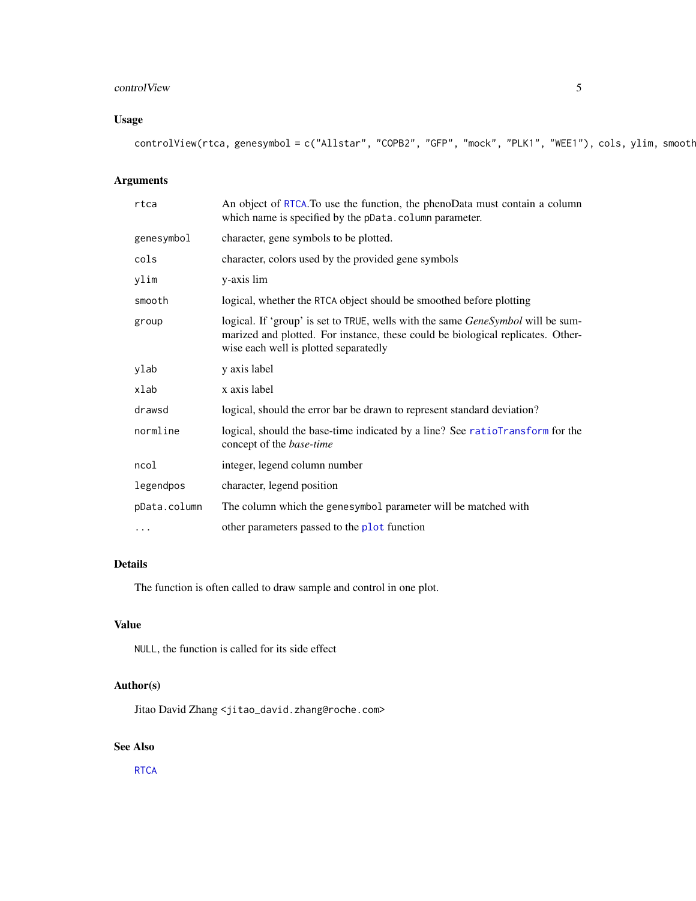## Usage

```
controlView(rtca, genesymbol = c("Allstar", "COPB2", "GFP", "mock", "PLK1", "WEE1"), cols, ylim, smooth
```

## Arguments

| | |
|---|---|
| `rtca` | An object of `RTCA`.To use the function, the phenoData must contain a column which name is specified by the `pData.column` parameter. |
| `genesymbol` | character, gene symbols to be plotted. |
| `cols` | character, colors used by the provided gene symbols |
| `ylim` | y-axis lim |
| `smooth` | logical, whether the RTCA object should be smoothed before plotting |
| `group` | logical. If 'group' is set to TRUE, wells with the same *GeneSymbol* will be summarized and plotted. For instance, these could be biological replicates. Otherwise each well is plotted separatedly |
| `ylab` | y axis label |
| `xlab` | x axis label |
| `drawsd` | logical, should the error bar be drawn to represent standard deviation? |
| `normline` | logical, should the base-time indicated by a line? See `ratioTransform` for the concept of the *base-time* |
| `ncol` | integer, legend column number |
| `legendpos` | character, legend position |
| `pData.column` | The column which the `genesymbol` parameter will be matched with |
| `...` | other parameters passed to the `plot` function |

## Details

The function is often called to draw sample and control in one plot.

## Value

NULL, the function is called for its side effect

## Author(s)

Jitao David Zhang <jitao_david.zhang@roche.com>

## See Also

`RTCA`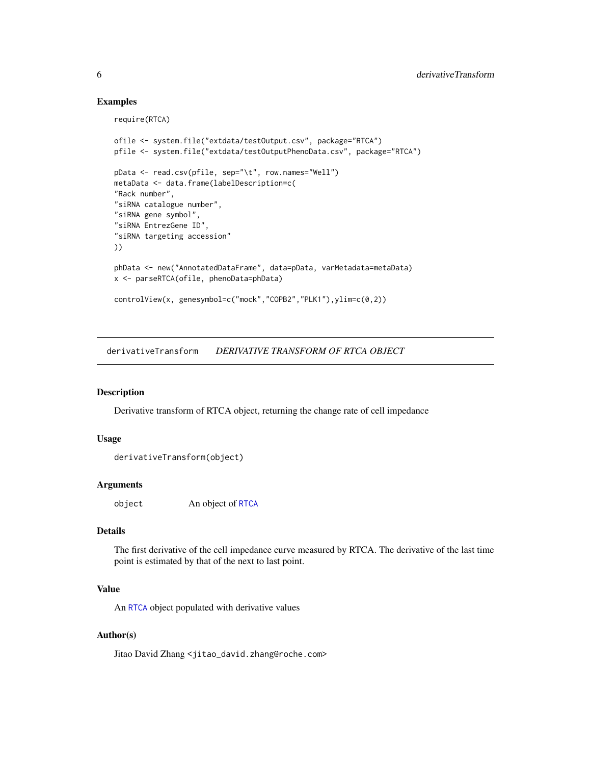## Examples

```
require(RTCA)

ofile <- system.file("extdata/testOutput.csv", package="RTCA")
pfile <- system.file("extdata/testOutputPhenoData.csv", package="RTCA")

pData <- read.csv(pfile, sep="\t", row.names="Well")
metaData <- data.frame(labelDescription=c(
"Rack number",
"siRNA catalogue number",
"siRNA gene symbol",
"siRNA EntrezGene ID",
"siRNA targeting accession"
))

phData <- new("AnnotatedDataFrame", data=pData, varMetadata=metaData)
x <- parseRTCA(ofile, phenoData=phData)

controlView(x, genesymbol=c("mock","COPB2","PLK1"),ylim=c(0,2))
```

---

# derivativeTransform *DERIVATIVE TRANSFORM OF RTCA OBJECT*

---

## Description

Derivative transform of RTCA object, returning the change rate of cell impedance

## Usage

```
derivativeTransform(object)
```

## Arguments

| | |
|---|---|
| `object` | An object of `RTCA` |

## Details

The first derivative of the cell impedance curve measured by RTCA. The derivative of the last time point is estimated by that of the next to last point.

## Value

An `RTCA` object populated with derivative values

## Author(s)

Jitao David Zhang <jitao_david.zhang@roche.com>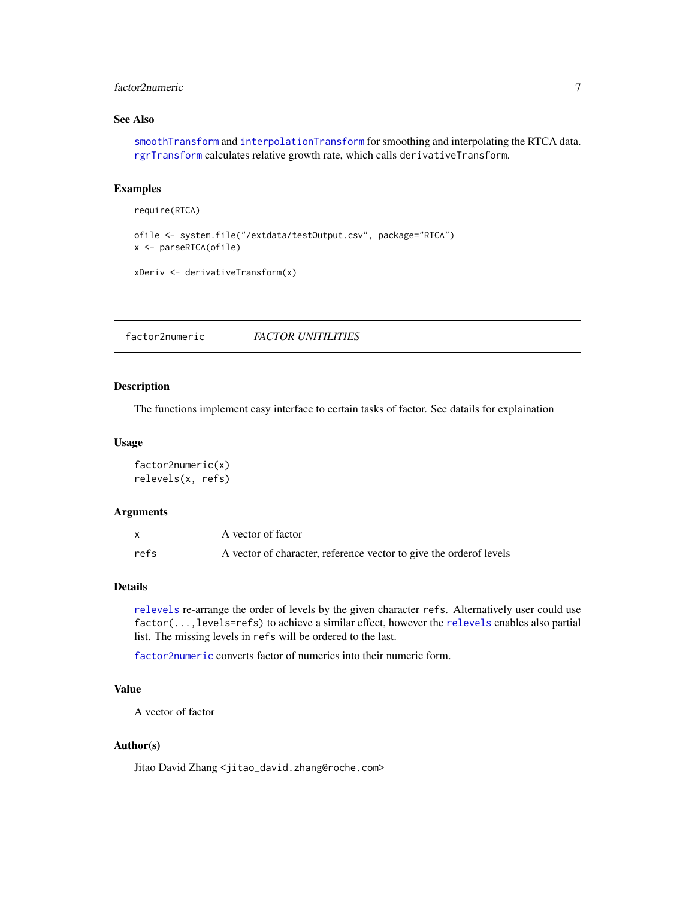## See Also

smoothTransform and interpolationTransform for smoothing and interpolating the RTCA data. rgrTransform calculates relative growth rate, which calls derivativeTransform.

## Examples

```
require(RTCA)

ofile <- system.file("/extdata/testOutput.csv", package="RTCA")
x <- parseRTCA(ofile)

xDeriv <- derivativeTransform(x)
```

---

# factor2numeric — *FACTOR UNITILITIES*

---

## Description

The functions implement easy interface to certain tasks of factor. See datails for explaination

## Usage

```
factor2numeric(x)
relevels(x, refs)
```

## Arguments

| | |
|---|---|
| x | A vector of factor |
| refs | A vector of character, reference vector to give the orderof levels |

## Details

relevels re-arrange the order of levels by the given character refs. Alternatively user could use factor(...,levels=refs) to achieve a similar effect, however the relevels enables also partial list. The missing levels in refs will be ordered to the last.

factor2numeric converts factor of numerics into their numeric form.

## Value

A vector of factor

## Author(s)

Jitao David Zhang <jitao_david.zhang@roche.com>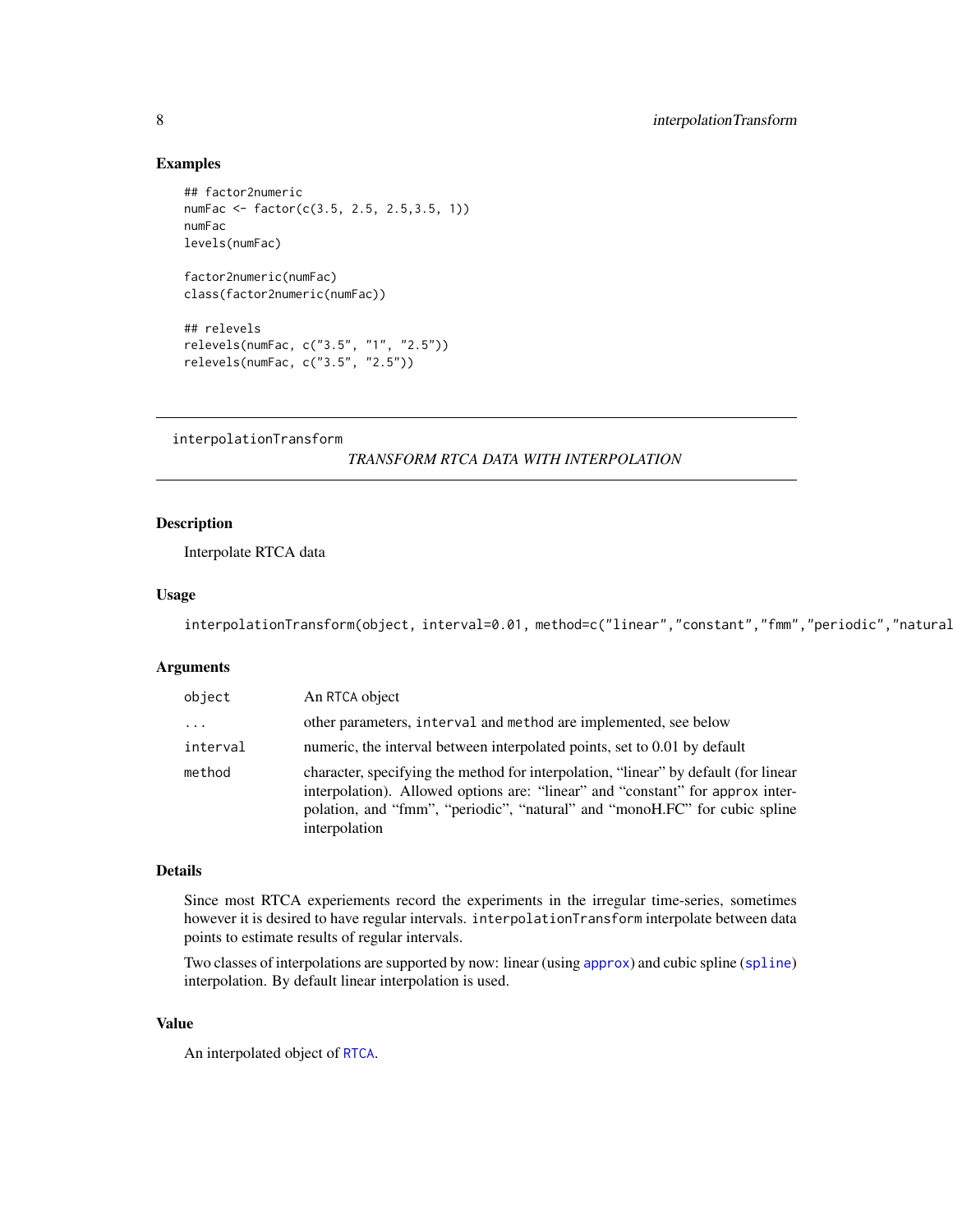## Examples

```
## factor2numeric
numFac <- factor(c(3.5, 2.5, 2.5,3.5, 1))
numFac
levels(numFac)

factor2numeric(numFac)
class(factor2numeric(numFac))

## relevels
relevels(numFac, c("3.5", "1", "2.5"))
relevels(numFac, c("3.5", "2.5"))
```

---

`interpolationTransform` *TRANSFORM RTCA DATA WITH INTERPOLATION*

---

## Description

Interpolate RTCA data

## Usage

```
interpolationTransform(object, interval=0.01, method=c("linear","constant","fmm","periodic","natural
```

## Arguments

| | |
|---|---|
| `object` | An RTCA object |
| `...` | other parameters, `interval` and `method` are implemented, see below |
| `interval` | numeric, the interval between interpolated points, set to 0.01 by default |
| `method` | character, specifying the method for interpolation, "linear" by default (for linear interpolation). Allowed options are: "linear" and "constant" for `approx` interpolation, and "fmm", "periodic", "natural" and "monoH.FC" for cubic spline interpolation |

## Details

Since most RTCA experiements record the experiments in the irregular time-series, sometimes however it is desired to have regular intervals. `interpolationTransform` interpolate between data points to estimate results of regular intervals.

Two classes of interpolations are supported by now: linear (using `approx`) and cubic spline (`spline`) interpolation. By default linear interpolation is used.

## Value

An interpolated object of `RTCA`.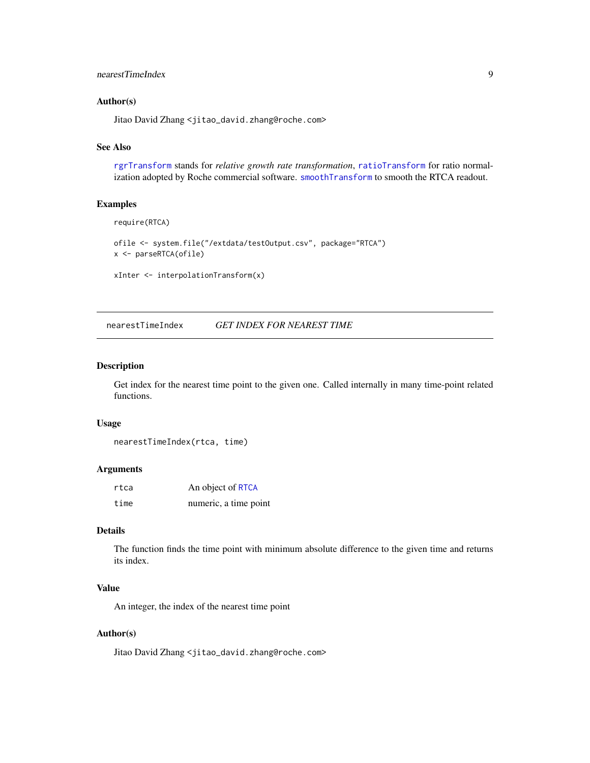### Author(s)

Jitao David Zhang <jitao_david.zhang@roche.com>

### See Also

`rgrTransform` stands for *relative growth rate transformation*, `ratioTransform` for ratio normalization adopted by Roche commercial software. `smoothTransform` to smooth the RTCA readout.

### Examples

```
require(RTCA)

ofile <- system.file("/extdata/testOutput.csv", package="RTCA")
x <- parseRTCA(ofile)

xInter <- interpolationTransform(x)
```

---

## nearestTimeIndex — *GET INDEX FOR NEAREST TIME*

---

### Description

Get index for the nearest time point to the given one. Called internally in many time-point related functions.

### Usage

```
nearestTimeIndex(rtca, time)
```

### Arguments

| | |
|---|---|
| `rtca` | An object of `RTCA` |
| `time` | numeric, a time point |

### Details

The function finds the time point with minimum absolute difference to the given time and returns its index.

### Value

An integer, the index of the nearest time point

### Author(s)

Jitao David Zhang <jitao_david.zhang@roche.com>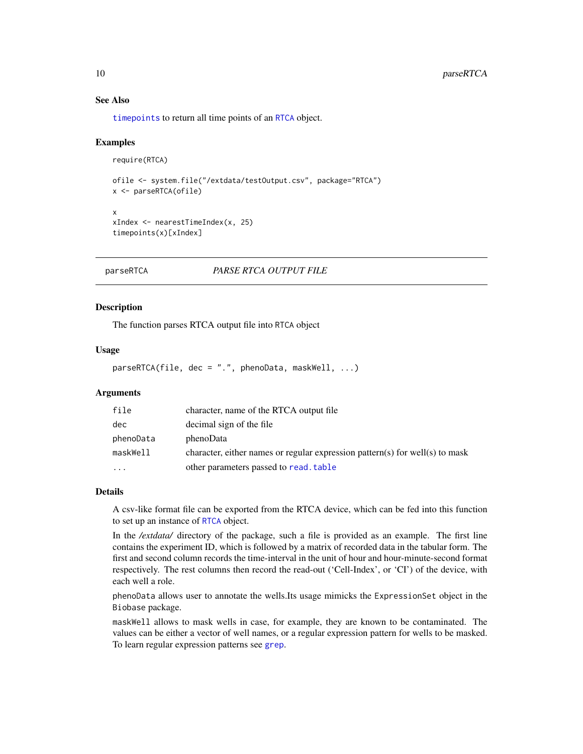### See Also

`timepoints` to return all time points of an `RTCA` object.

### Examples

```
require(RTCA)

ofile <- system.file("/extdata/testOutput.csv", package="RTCA")
x <- parseRTCA(ofile)

x
xIndex <- nearestTimeIndex(x, 25)
timepoints(x)[xIndex]
```

---

## parseRTCA &nbsp;&nbsp;&nbsp;&nbsp; *PARSE RTCA OUTPUT FILE*

---

### Description

The function parses RTCA output file into `RTCA` object

### Usage

```
parseRTCA(file, dec = ".", phenoData, maskWell, ...)
```

### Arguments

| | |
|---|---|
| `file` | character, name of the RTCA output file |
| `dec` | decimal sign of the file |
| `phenoData` | phenoData |
| `maskWell` | character, either names or regular expression pattern(s) for well(s) to mask |
| `...` | other parameters passed to `read.table` |

### Details

A csv-like format file can be exported from the RTCA device, which can be fed into this function to set up an instance of `RTCA` object.

In the */extdata/* directory of the package, such a file is provided as an example. The first line contains the experiment ID, which is followed by a matrix of recorded data in the tabular form. The first and second column records the time-interval in the unit of hour and hour-minute-second format respectively. The rest columns then record the read-out ('Cell-Index', or 'CI') of the device, with each well a role.

`phenoData` allows user to annotate the wells.Its usage mimicks the `ExpressionSet` object in the `Biobase` package.

`maskWell` allows to mask wells in case, for example, they are known to be contaminated. The values can be either a vector of well names, or a regular expression pattern for wells to be masked. To learn regular expression patterns see `grep`.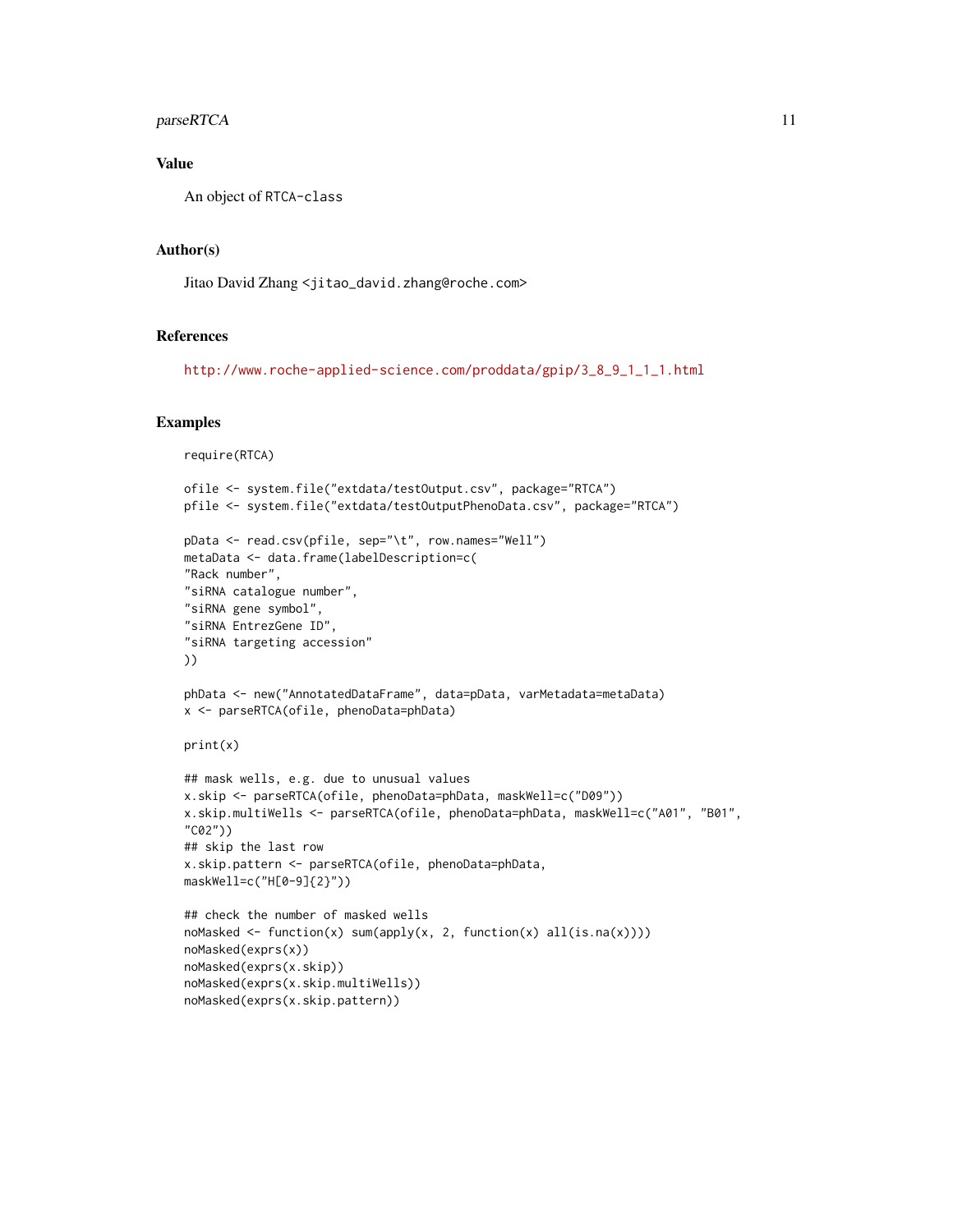## Value

An object of `RTCA-class`

## Author(s)

Jitao David Zhang <jitao_david.zhang@roche.com>

## References

http://www.roche-applied-science.com/proddata/gpip/3_8_9_1_1_1.html

## Examples

```
require(RTCA)

ofile <- system.file("extdata/testOutput.csv", package="RTCA")
pfile <- system.file("extdata/testOutputPhenoData.csv", package="RTCA")

pData <- read.csv(pfile, sep="\t", row.names="Well")
metaData <- data.frame(labelDescription=c(
"Rack number",
"siRNA catalogue number",
"siRNA gene symbol",
"siRNA EntrezGene ID",
"siRNA targeting accession"
))

phData <- new("AnnotatedDataFrame", data=pData, varMetadata=metaData)
x <- parseRTCA(ofile, phenoData=phData)

print(x)

## mask wells, e.g. due to unusual values
x.skip <- parseRTCA(ofile, phenoData=phData, maskWell=c("D09"))
x.skip.multiWells <- parseRTCA(ofile, phenoData=phData, maskWell=c("A01", "B01",
"C02"))
## skip the last row
x.skip.pattern <- parseRTCA(ofile, phenoData=phData,
maskWell=c("H[0-9]{2}"))

## check the number of masked wells
noMasked <- function(x) sum(apply(x, 2, function(x) all(is.na(x))))
noMasked(exprs(x))
noMasked(exprs(x.skip))
noMasked(exprs(x.skip.multiWells))
noMasked(exprs(x.skip.pattern))
```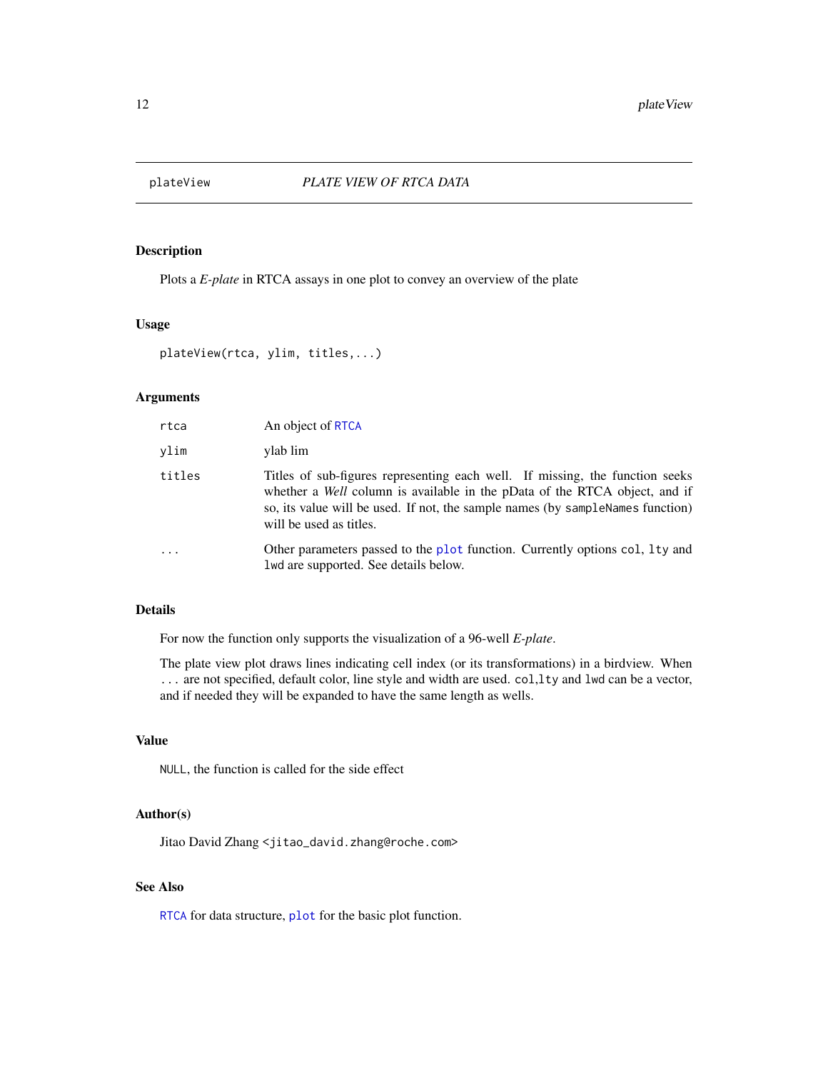# plateView — *PLATE VIEW OF RTCA DATA*

## Description

Plots a *E-plate* in RTCA assays in one plot to convey an overview of the plate

## Usage

```
plateView(rtca, ylim, titles,...)
```

## Arguments

| | |
|---|---|
| `rtca` | An object of `RTCA` |
| `ylim` | ylab lim |
| `titles` | Titles of sub-figures representing each well. If missing, the function seeks whether a *Well* column is available in the pData of the RTCA object, and if so, its value will be used. If not, the sample names (by `sampleNames` function) will be used as titles. |
| `...` | Other parameters passed to the `plot` function. Currently options `col`, `lty` and `lwd` are supported. See details below. |

## Details

For now the function only supports the visualization of a 96-well *E-plate*.

The plate view plot draws lines indicating cell index (or its transformations) in a birdview. When `...` are not specified, default color, line style and width are used. `col`,`lty` and `lwd` can be a vector, and if needed they will be expanded to have the same length as wells.

## Value

`NULL`, the function is called for the side effect

## Author(s)

Jitao David Zhang <`jitao_david.zhang@roche.com`>

## See Also

`RTCA` for data structure, `plot` for the basic plot function.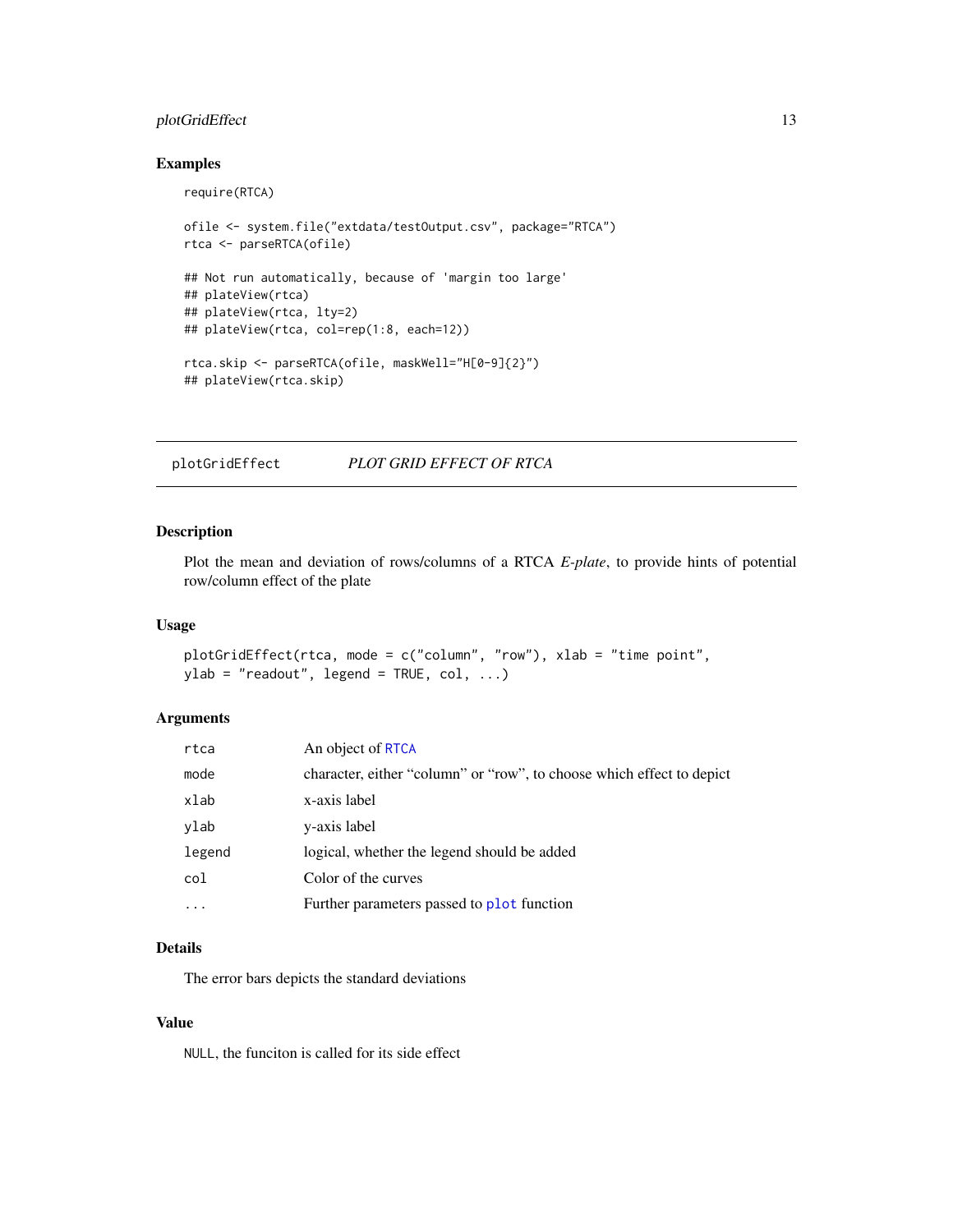### Examples

```
require(RTCA)

ofile <- system.file("extdata/testOutput.csv", package="RTCA")
rtca <- parseRTCA(ofile)

## Not run automatically, because of 'margin too large'
## plateView(rtca)
## plateView(rtca, lty=2)
## plateView(rtca, col=rep(1:8, each=12))

rtca.skip <- parseRTCA(ofile, maskWell="H[0-9]{2}")
## plateView(rtca.skip)
```

---

## plotGridEffect *PLOT GRID EFFECT OF RTCA*

---

### Description

Plot the mean and deviation of rows/columns of a RTCA *E-plate*, to provide hints of potential row/column effect of the plate

### Usage

```
plotGridEffect(rtca, mode = c("column", "row"), xlab = "time point",
ylab = "readout", legend = TRUE, col, ...)
```

### Arguments

| | |
|---|---|
| rtca | An object of RTCA |
| mode | character, either "column" or "row", to choose which effect to depict |
| xlab | x-axis label |
| ylab | y-axis label |
| legend | logical, whether the legend should be added |
| col | Color of the curves |
| ... | Further parameters passed to plot function |

### Details

The error bars depicts the standard deviations

### Value

NULL, the funciton is called for its side effect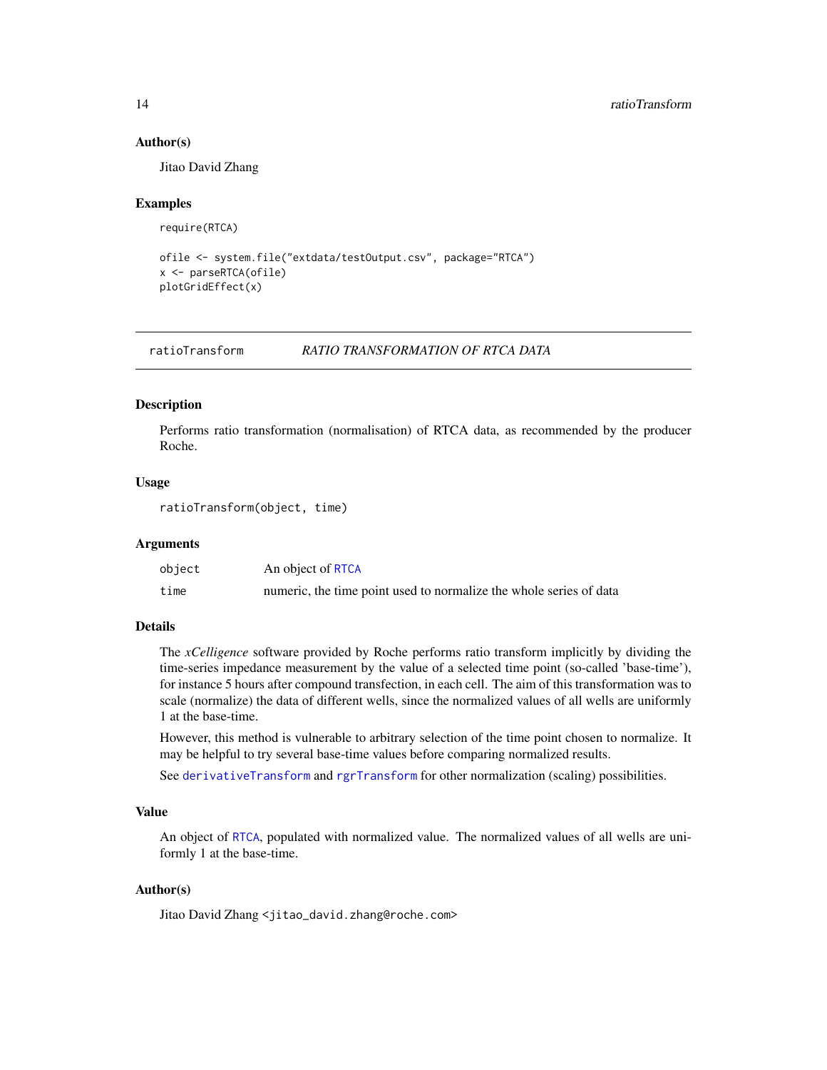### Author(s)

Jitao David Zhang

### Examples

```
require(RTCA)

ofile <- system.file("extdata/testOutput.csv", package="RTCA")
x <- parseRTCA(ofile)
plotGridEffect(x)
```

---

## ratioTransform &nbsp;&nbsp;&nbsp;&nbsp; *RATIO TRANSFORMATION OF RTCA DATA*

---

### Description

Performs ratio transformation (normalisation) of RTCA data, as recommended by the producer Roche.

### Usage

```
ratioTransform(object, time)
```

### Arguments

| | |
|---|---|
| `object` | An object of `RTCA` |
| `time` | numeric, the time point used to normalize the whole series of data |

### Details

The *xCelligence* software provided by Roche performs ratio transform implicitly by dividing the time-series impedance measurement by the value of a selected time point (so-called 'base-time'), for instance 5 hours after compound transfection, in each cell. The aim of this transformation was to scale (normalize) the data of different wells, since the normalized values of all wells are uniformly 1 at the base-time.

However, this method is vulnerable to arbitrary selection of the time point chosen to normalize. It may be helpful to try several base-time values before comparing normalized results.

See `derivativeTransform` and `rgrTransform` for other normalization (scaling) possibilities.

### Value

An object of `RTCA`, populated with normalized value. The normalized values of all wells are uniformly 1 at the base-time.

### Author(s)

Jitao David Zhang <jitao_david.zhang@roche.com>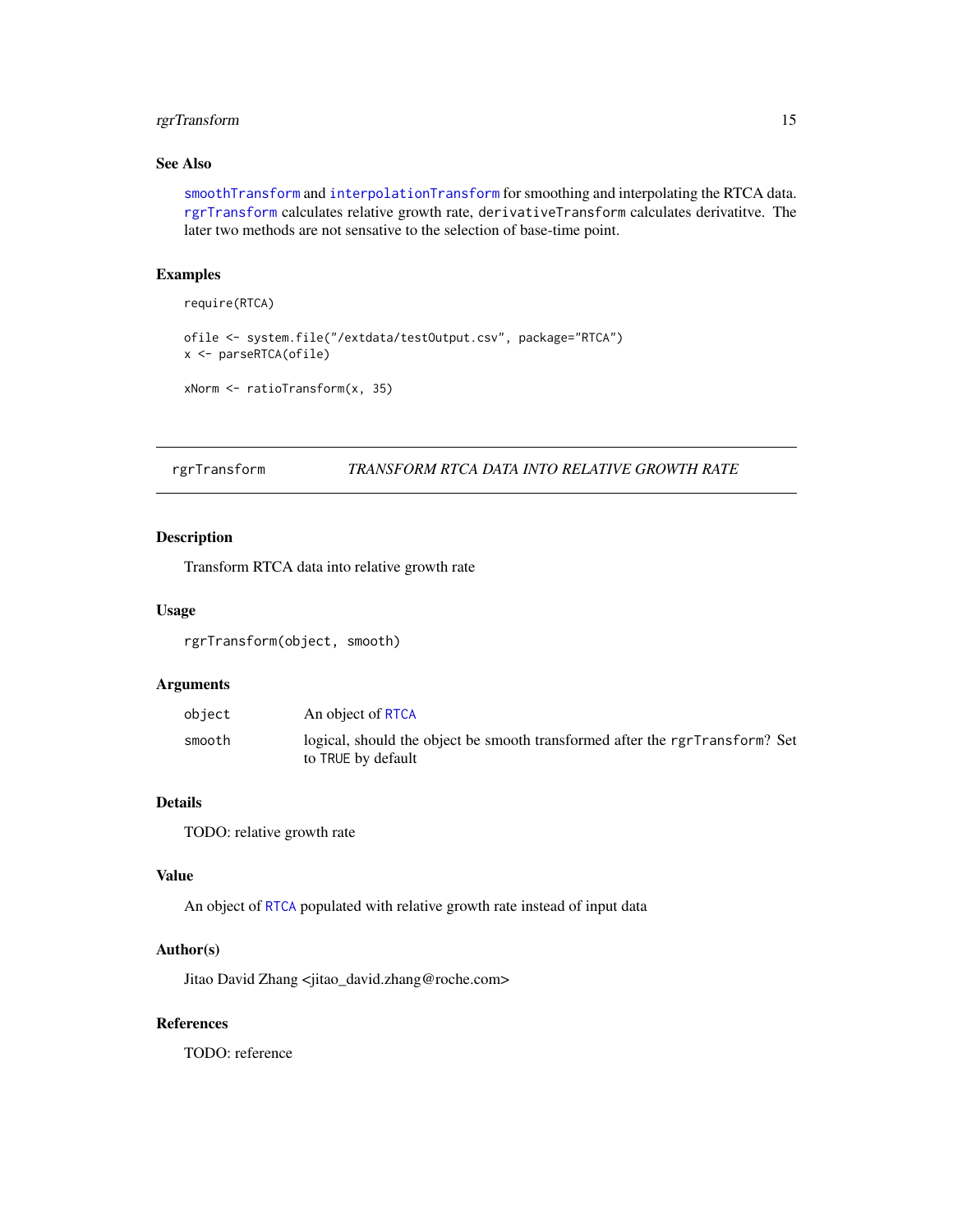### See Also

smoothTransform and interpolationTransform for smoothing and interpolating the RTCA data. rgrTransform calculates relative growth rate, derivativeTransform calculates derivatitve. The later two methods are not sensative to the selection of base-time point.

### Examples

```
require(RTCA)

ofile <- system.file("/extdata/testOutput.csv", package="RTCA")
x <- parseRTCA(ofile)

xNorm <- ratioTransform(x, 35)
```

---

## rgrTransform — *TRANSFORM RTCA DATA INTO RELATIVE GROWTH RATE*

### Description

Transform RTCA data into relative growth rate

### Usage

```
rgrTransform(object, smooth)
```

### Arguments

| | |
|---|---|
| object | An object of RTCA |
| smooth | logical, should the object be smooth transformed after the rgrTransform? Set to TRUE by default |

### Details

TODO: relative growth rate

### Value

An object of RTCA populated with relative growth rate instead of input data

### Author(s)

Jitao David Zhang <jitao_david.zhang@roche.com>

### References

TODO: reference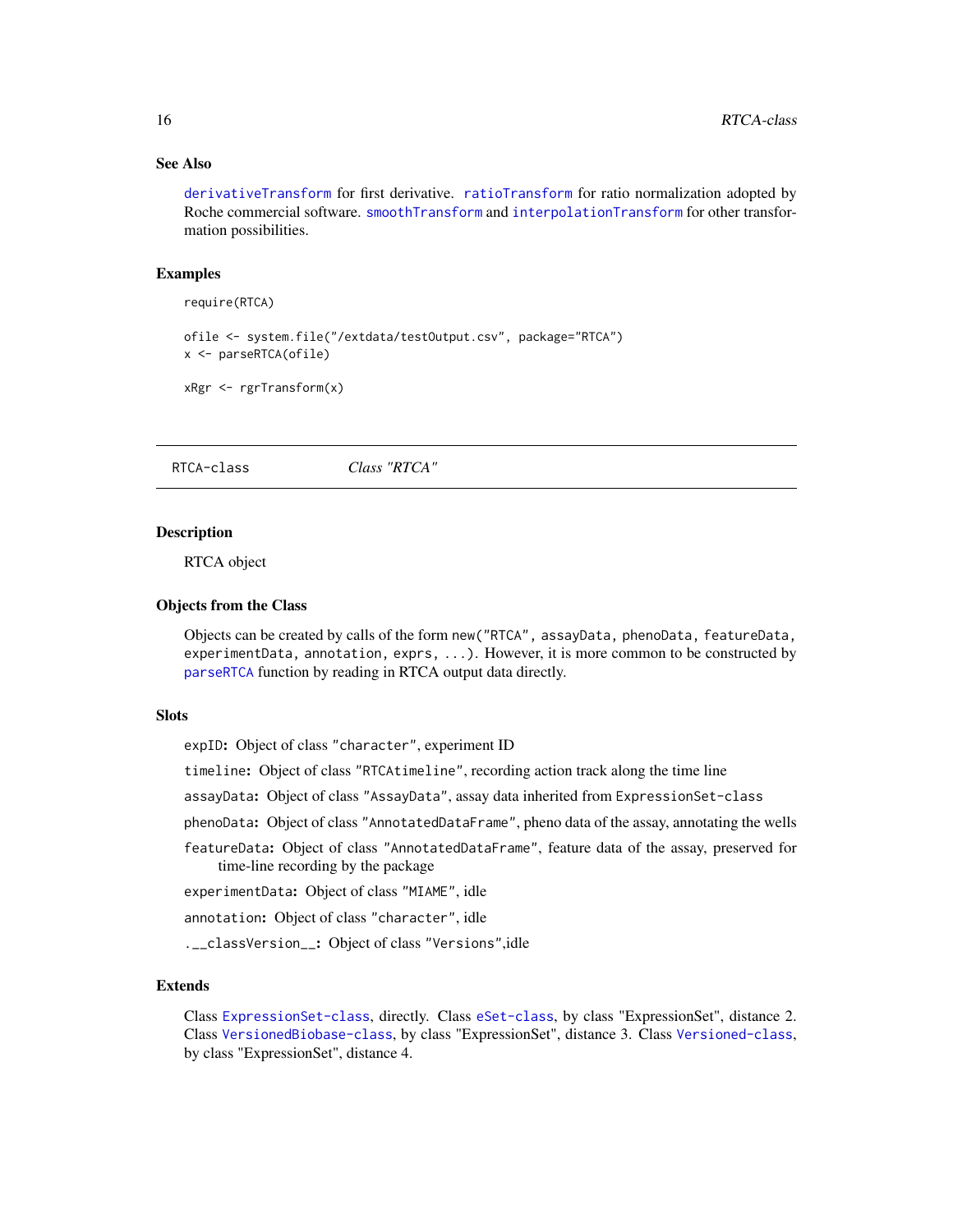### See Also

derivativeTransform for first derivative. ratioTransform for ratio normalization adopted by Roche commercial software. smoothTransform and interpolationTransform for other transformation possibilities.

### Examples

```
require(RTCA)

ofile <- system.file("/extdata/testOutput.csv", package="RTCA")
x <- parseRTCA(ofile)

xRgr <- rgrTransform(x)
```

---

## RTCA-class    *Class "RTCA"*

---

### Description

RTCA object

### Objects from the Class

Objects can be created by calls of the form `new("RTCA", assayData, phenoData, featureData, experimentData, annotation, exprs, ...)`. However, it is more common to be constructed by parseRTCA function by reading in RTCA output data directly.

### Slots

**expID:** Object of class "character", experiment ID

**timeline:** Object of class "RTCAtimeline", recording action track along the time line

**assayData:** Object of class "AssayData", assay data inherited from ExpressionSet-class

**phenoData:** Object of class "AnnotatedDataFrame", pheno data of the assay, annotating the wells

**featureData:** Object of class "AnnotatedDataFrame", feature data of the assay, preserved for time-line recording by the package

**experimentData:** Object of class "MIAME", idle

**annotation:** Object of class "character", idle

**.__classVersion__:** Object of class "Versions",idle

### Extends

Class ExpressionSet-class, directly. Class eSet-class, by class "ExpressionSet", distance 2. Class VersionedBiobase-class, by class "ExpressionSet", distance 3. Class Versioned-class, by class "ExpressionSet", distance 4.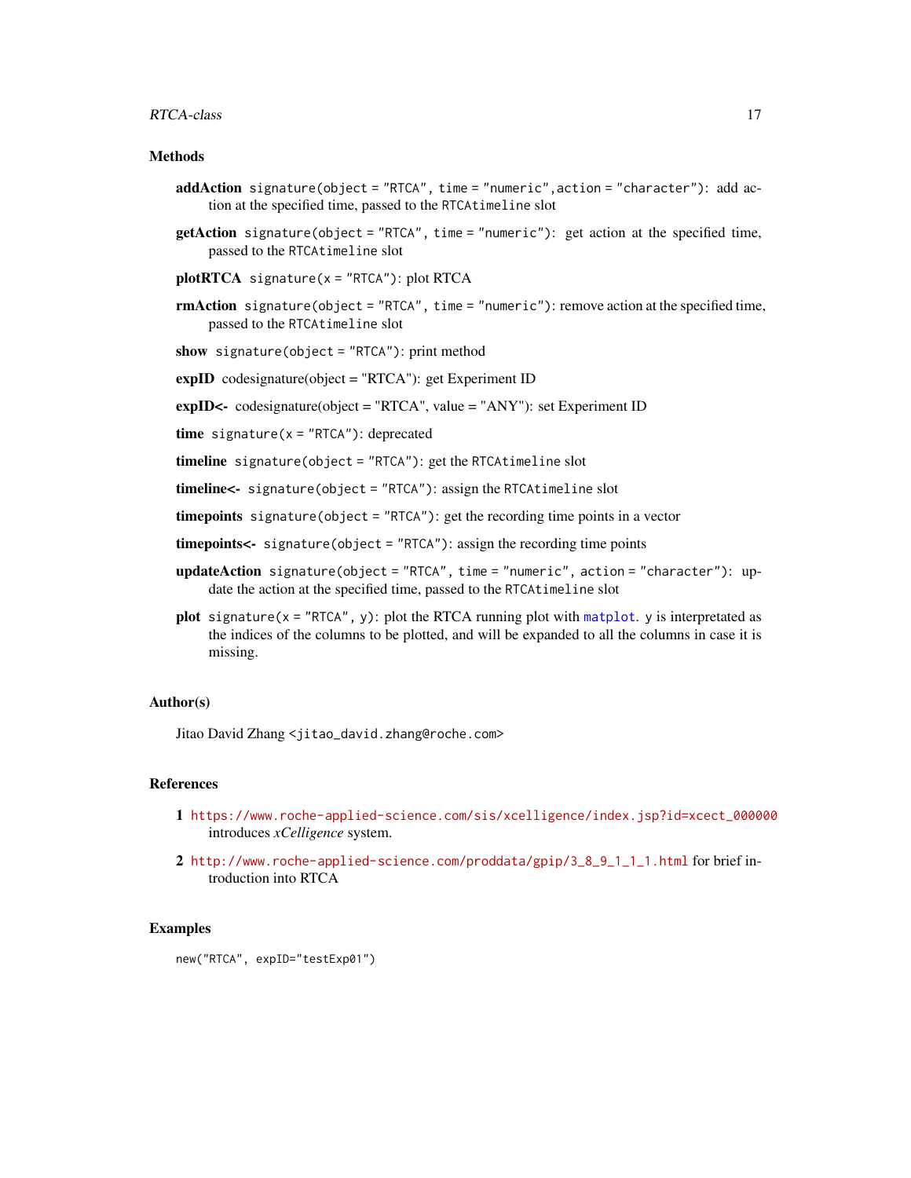### Methods

**addAction** `signature(object = "RTCA", time = "numeric",action = "character")`: add action at the specified time, passed to the `RTCAtimeline` slot

**getAction** `signature(object = "RTCA", time = "numeric")`: get action at the specified time, passed to the `RTCAtimeline` slot

**plotRTCA** `signature(x = "RTCA")`: plot RTCA

**rmAction** `signature(object = "RTCA", time = "numeric")`: remove action at the specified time, passed to the `RTCAtimeline` slot

**show** `signature(object = "RTCA")`: print method

**expID** codesignature(object = "RTCA"): get Experiment ID

**expID<-** codesignature(object = "RTCA", value = "ANY"): set Experiment ID

**time** `signature(x = "RTCA")`: deprecated

**timeline** `signature(object = "RTCA")`: get the `RTCAtimeline` slot

**timeline<-** `signature(object = "RTCA")`: assign the `RTCAtimeline` slot

**timepoints** `signature(object = "RTCA")`: get the recording time points in a vector

**timepoints<-** `signature(object = "RTCA")`: assign the recording time points

**updateAction** `signature(object = "RTCA", time = "numeric", action = "character")`: update the action at the specified time, passed to the `RTCAtimeline` slot

**plot** `signature(x = "RTCA", y)`: plot the RTCA running plot with `matplot`. `y` is interpretated as the indices of the columns to be plotted, and will be expanded to all the columns in case it is missing.

### Author(s)

Jitao David Zhang <jitao_david.zhang@roche.com>

### References

1. https://www.roche-applied-science.com/sis/xcelligence/index.jsp?id=xcect_000000 introduces *xCelligence* system.
2. http://www.roche-applied-science.com/proddata/gpip/3_8_9_1_1_1.html for brief introduction into RTCA

### Examples

```
new("RTCA", expID="testExp01")
```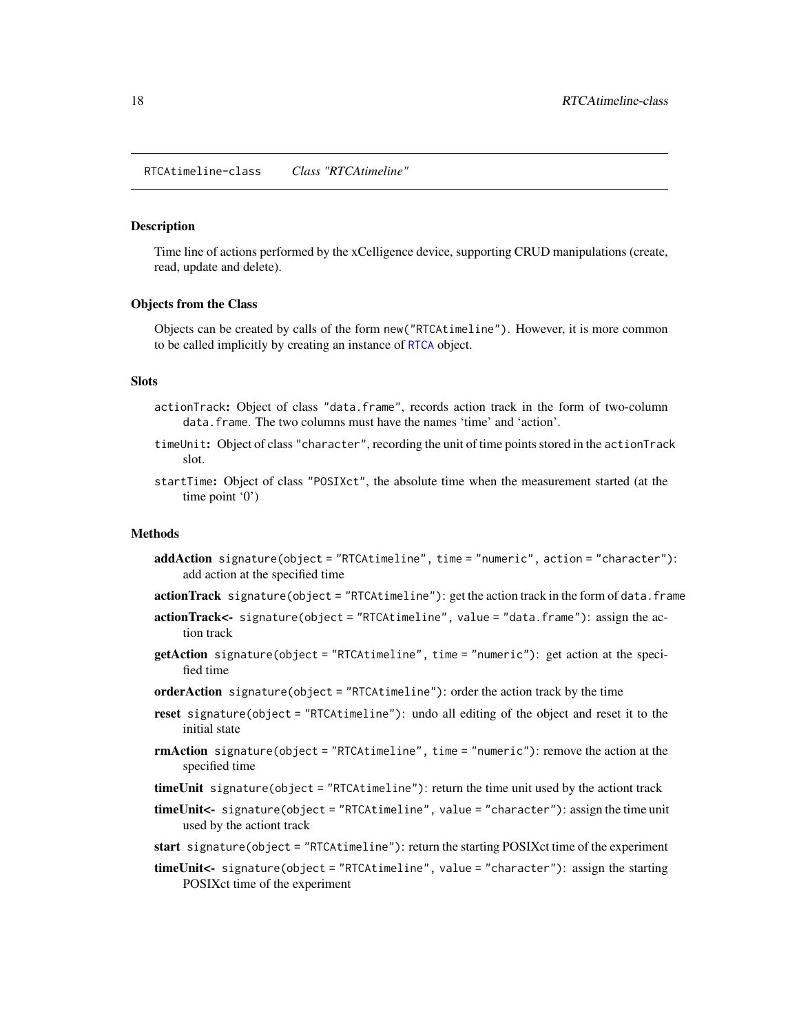RTCAtimeline-class    *Class "RTCAtimeline"*

## Description

Time line of actions performed by the xCelligence device, supporting CRUD manipulations (create, read, update and delete).

## Objects from the Class

Objects can be created by calls of the form `new("RTCAtimeline")`. However, it is more common to be called implicitly by creating an instance of `RTCA` object.

## Slots

`actionTrack`: Object of class `"data.frame"`, records action track in the form of two-column `data.frame`. The two columns must have the names 'time' and 'action'.

`timeUnit`: Object of class `"character"`, recording the unit of time points stored in the `actionTrack` slot.

`startTime`: Object of class `"POSIXct"`, the absolute time when the measurement started (at the time point '0')

## Methods

**addAction** `signature(object = "RTCAtimeline", time = "numeric", action = "character")`: add action at the specified time

**actionTrack** `signature(object = "RTCAtimeline")`: get the action track in the form of `data.frame`

**actionTrack<-** `signature(object = "RTCAtimeline", value = "data.frame")`: assign the action track

**getAction** `signature(object = "RTCAtimeline", time = "numeric")`: get action at the specified time

**orderAction** `signature(object = "RTCAtimeline")`: order the action track by the time

**reset** `signature(object = "RTCAtimeline")`: undo all editing of the object and reset it to the initial state

**rmAction** `signature(object = "RTCAtimeline", time = "numeric")`: remove the action at the specified time

**timeUnit** `signature(object = "RTCAtimeline")`: return the time unit used by the actiont track

**timeUnit<-** `signature(object = "RTCAtimeline", value = "character")`: assign the time unit used by the actiont track

**start** `signature(object = "RTCAtimeline")`: return the starting POSIXct time of the experiment

**timeUnit<-** `signature(object = "RTCAtimeline", value = "character")`: assign the starting POSIXct time of the experiment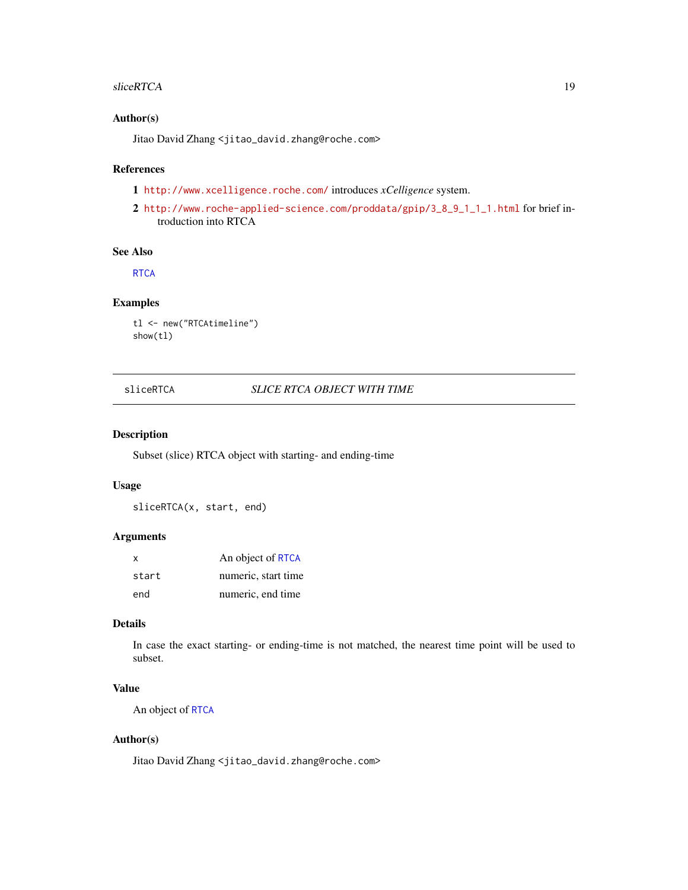## Author(s)

Jitao David Zhang <jitao_david.zhang@roche.com>

## References

1. http://www.xcelligence.roche.com/ introduces *xCelligence* system.
2. http://www.roche-applied-science.com/proddata/gpip/3_8_9_1_1_1.html for brief introduction into RTCA

## See Also

RTCA

## Examples

```
tl <- new("RTCAtimeline")
show(tl)
```

---

# sliceRTCA — *SLICE RTCA OBJECT WITH TIME*

## Description

Subset (slice) RTCA object with starting- and ending-time

## Usage

```
sliceRTCA(x, start, end)
```

## Arguments

| | |
|---|---|
| x | An object of RTCA |
| start | numeric, start time |
| end | numeric, end time |

## Details

In case the exact starting- or ending-time is not matched, the nearest time point will be used to subset.

## Value

An object of RTCA

## Author(s)

Jitao David Zhang <jitao_david.zhang@roche.com>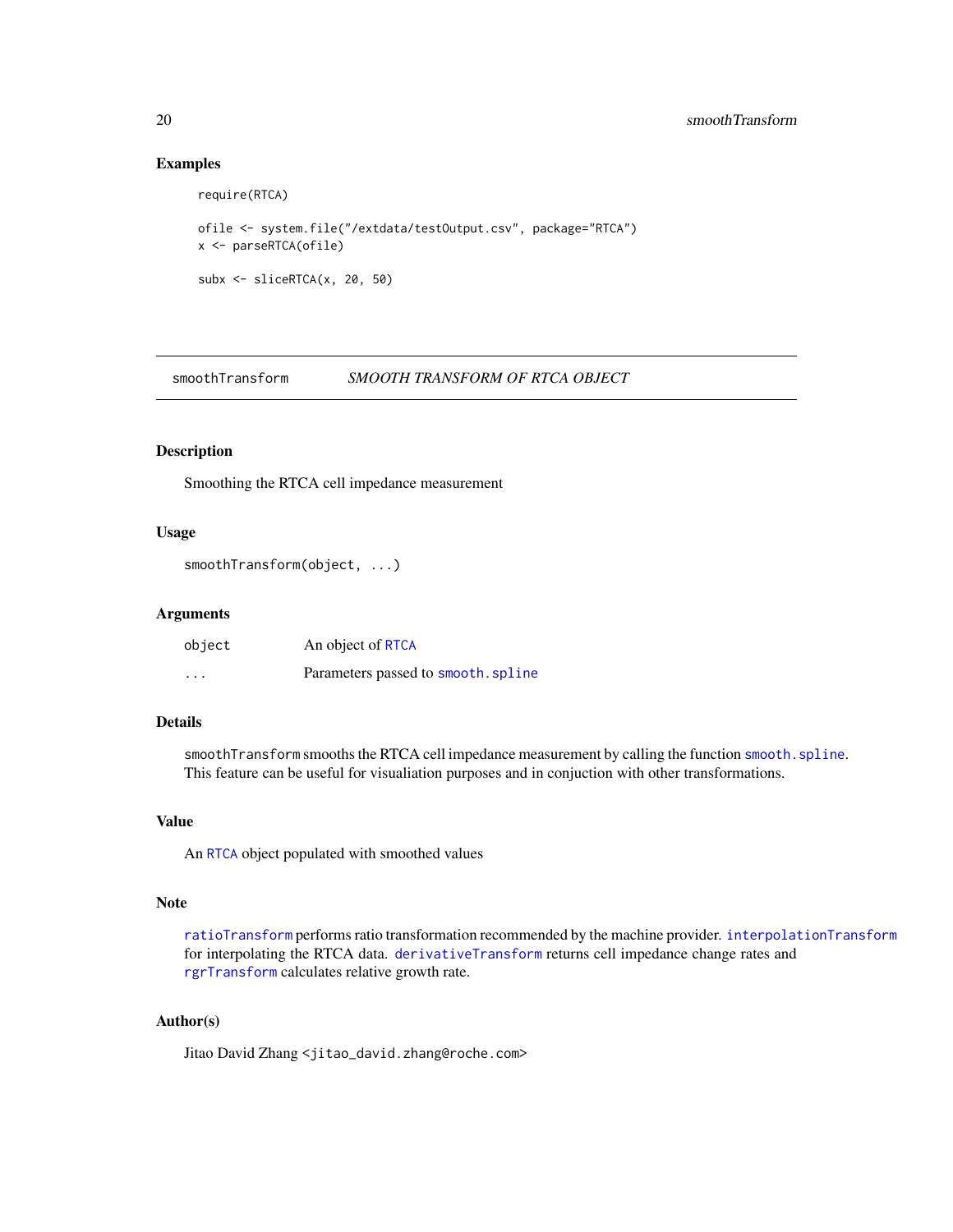### Examples

```
require(RTCA)

ofile <- system.file("/extdata/testOutput.csv", package="RTCA")
x <- parseRTCA(ofile)

subx <- sliceRTCA(x, 20, 50)
```

---

## smoothTransform *SMOOTH TRANSFORM OF RTCA OBJECT*

---

### Description

Smoothing the RTCA cell impedance measurement

### Usage

```
smoothTransform(object, ...)
```

### Arguments

| | |
|---|---|
| `object` | An object of `RTCA` |
| `...` | Parameters passed to `smooth.spline` |

### Details

`smoothTransform` smooths the RTCA cell impedance measurement by calling the function `smooth.spline`. This feature can be useful for visualiation purposes and in conjuction with other transformations.

### Value

An `RTCA` object populated with smoothed values

### Note

`ratioTransform` performs ratio transformation recommended by the machine provider. `interpolationTransform` for interpolating the RTCA data. `derivativeTransform` returns cell impedance change rates and `rgrTransform` calculates relative growth rate.

### Author(s)

Jitao David Zhang <jitao_david.zhang@roche.com>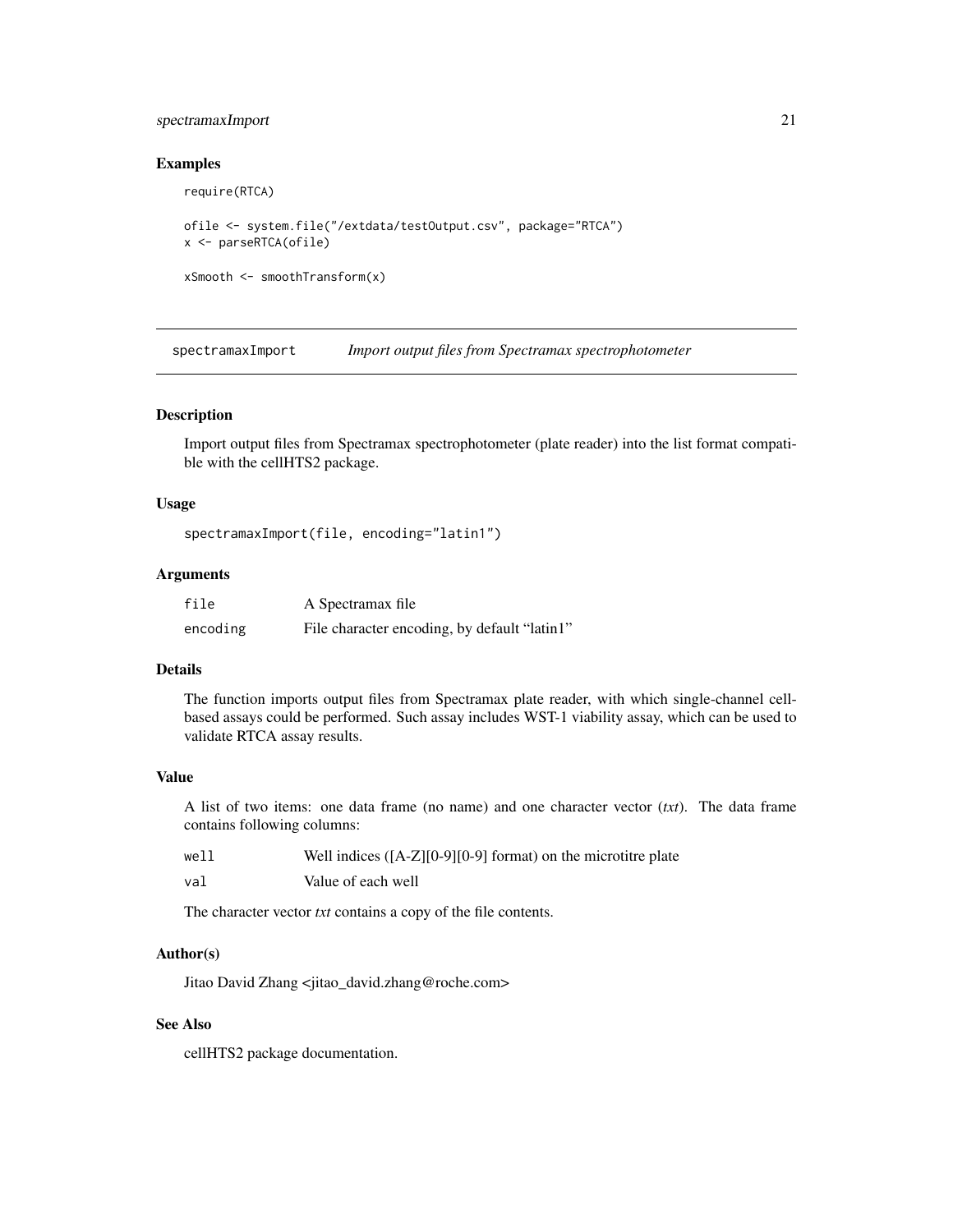## Examples

```
require(RTCA)

ofile <- system.file("/extdata/testOutput.csv", package="RTCA")
x <- parseRTCA(ofile)

xSmooth <- smoothTransform(x)
```

---

# spectramaxImport *Import output files from Spectramax spectrophotometer*

## Description

Import output files from Spectramax spectrophotometer (plate reader) into the list format compatible with the cellHTS2 package.

## Usage

```
spectramaxImport(file, encoding="latin1")
```

## Arguments

| | |
|---|---|
| `file` | A Spectramax file |
| `encoding` | File character encoding, by default "latin1" |

## Details

The function imports output files from Spectramax plate reader, with which single-channel cell-based assays could be performed. Such assay includes WST-1 viability assay, which can be used to validate RTCA assay results.

## Value

A list of two items: one data frame (no name) and one character vector (*txt*). The data frame contains following columns:

| | |
|---|---|
| `well` | Well indices ([A-Z][0-9][0-9] format) on the microtitre plate |
| `val` | Value of each well |

The character vector *txt* contains a copy of the file contents.

## Author(s)

Jitao David Zhang <jitao_david.zhang@roche.com>

## See Also

cellHTS2 package documentation.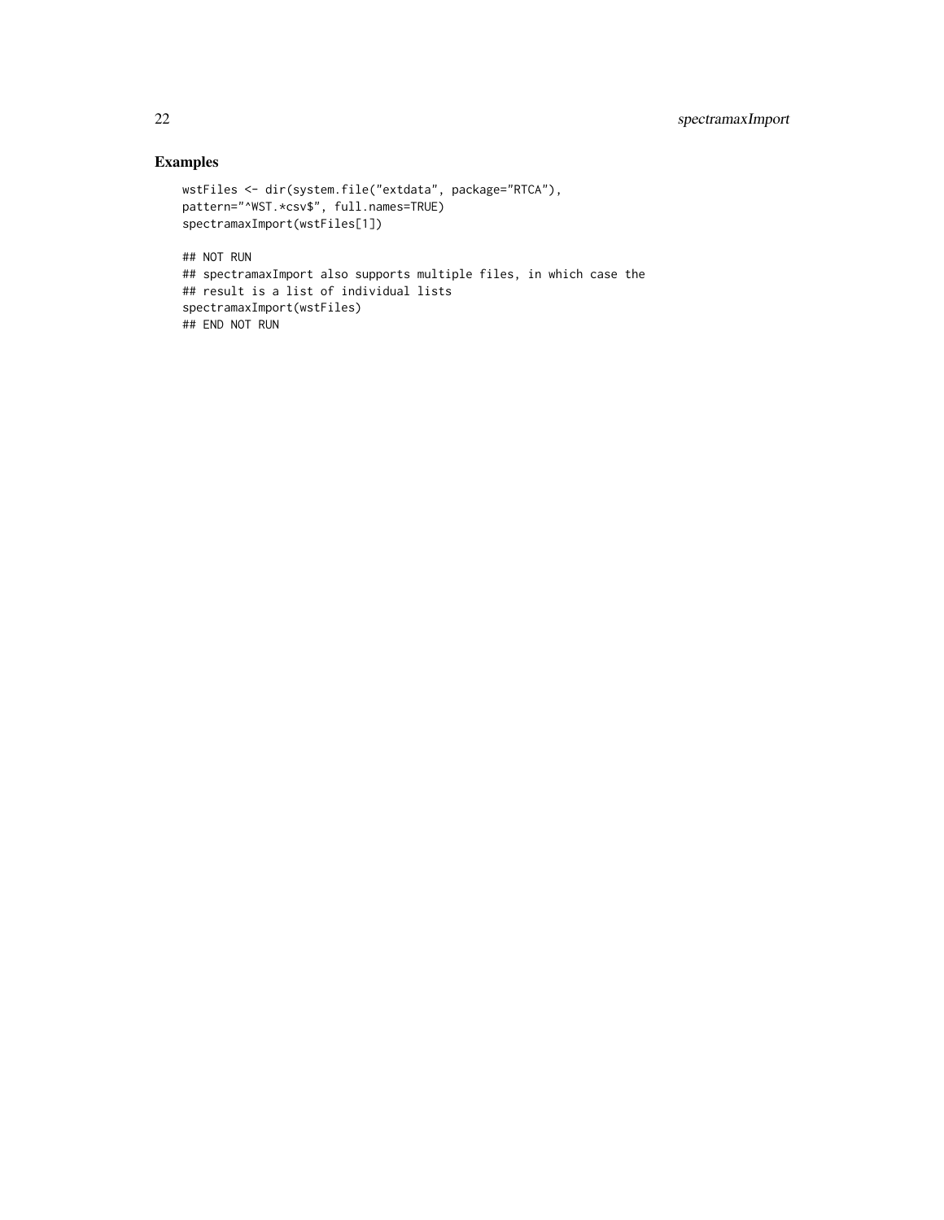## Examples

```
wstFiles <- dir(system.file("extdata", package="RTCA"),
pattern="^WST.*csv$", full.names=TRUE)
spectramaxImport(wstFiles[1])

## NOT RUN
## spectramaxImport also supports multiple files, in which case the
## result is a list of individual lists
spectramaxImport(wstFiles)
## END NOT RUN
```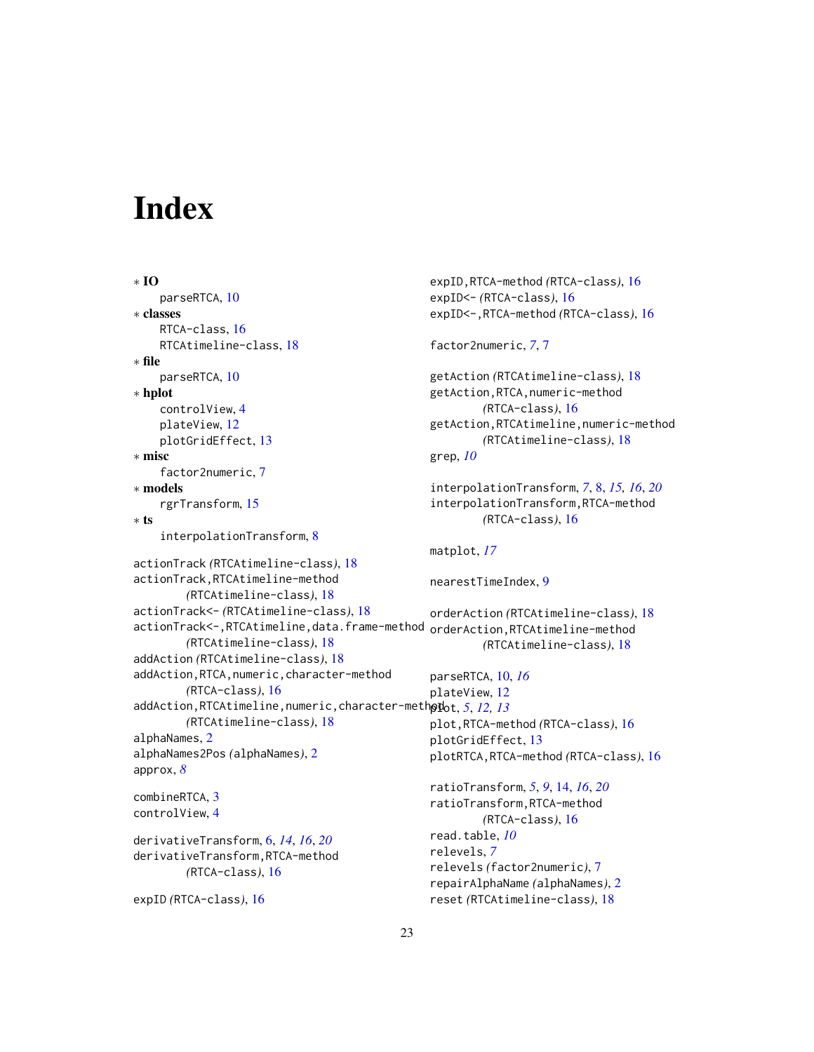# Index

∗ **IO**
  parseRTCA, 10

∗ **classes**
  RTCA-class, 16
  RTCAtimeline-class, 18

∗ **file**
  parseRTCA, 10

∗ **hplot**
  controlView, 4
  plateView, 12
  plotGridEffect, 13

∗ **misc**
  factor2numeric, 7

∗ **models**
  rgrTransform, 15

∗ **ts**
  interpolationTransform, 8

actionTrack *(RTCAtimeline-class)*, 18
actionTrack,RTCAtimeline-method *(RTCAtimeline-class)*, 18
actionTrack<- *(RTCAtimeline-class)*, 18
actionTrack<-,RTCAtimeline,data.frame-method *(RTCAtimeline-class)*, 18
addAction *(RTCAtimeline-class)*, 18
addAction,RTCA,numeric,character-method *(RTCA-class)*, 16
addAction,RTCAtimeline,numeric,character-method *(RTCAtimeline-class)*, 18
alphaNames, 2
alphaNames2Pos *(alphaNames)*, 2
approx, *8*

combineRTCA, 3
controlView, 4

derivativeTransform, 6, *14*, *16*, *20*
derivativeTransform,RTCA-method *(RTCA-class)*, 16

expID *(RTCA-class)*, 16
expID,RTCA-method *(RTCA-class)*, 16
expID<- *(RTCA-class)*, 16
expID<-,RTCA-method *(RTCA-class)*, 16

factor2numeric, *7*, 7

getAction *(RTCAtimeline-class)*, 18
getAction,RTCA,numeric-method *(RTCA-class)*, 16
getAction,RTCAtimeline,numeric-method *(RTCAtimeline-class)*, 18
grep, *10*

interpolationTransform, *7*, 8, *15*, *16*, *20*
interpolationTransform,RTCA-method *(RTCA-class)*, 16

matplot, *17*

nearestTimeIndex, 9

orderAction *(RTCAtimeline-class)*, 18
orderAction,RTCAtimeline-method *(RTCAtimeline-class)*, 18

parseRTCA, 10, *16*
plateView, 12
plot, *5*, *12*, *13*
plot,RTCA-method *(RTCA-class)*, 16
plotGridEffect, 13
plotRTCA,RTCA-method *(RTCA-class)*, 16

ratioTransform, *5*, *9*, 14, *16*, *20*
ratioTransform,RTCA-method *(RTCA-class)*, 16
read.table, *10*
relevels, *7*
relevels *(factor2numeric)*, 7
repairAlphaName *(alphaNames)*, 2
reset *(RTCAtimeline-class)*, 18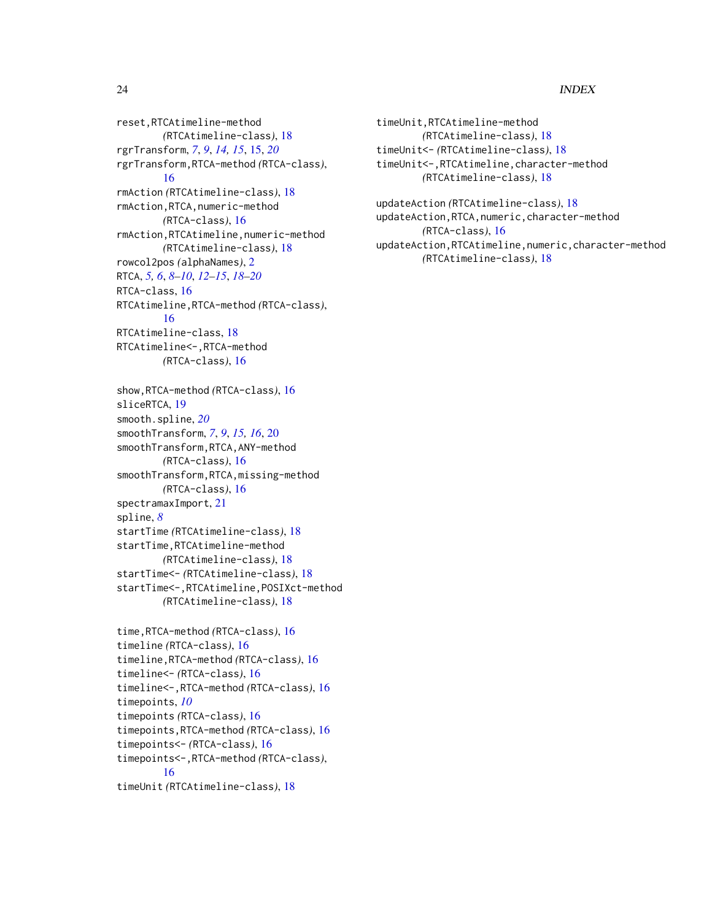reset,RTCAtimeline-method *(RTCAtimeline-class)*, 18
rgrTransform, *7*, *9*, *14, 15*, 15, *20*
rgrTransform,RTCA-method *(RTCA-class)*, 16
rmAction *(RTCAtimeline-class)*, 18
rmAction,RTCA,numeric-method *(RTCA-class)*, 16
rmAction,RTCAtimeline,numeric-method *(RTCAtimeline-class)*, 18
rowcol2pos *(alphaNames)*, 2
RTCA, *5, 6*, *8–10*, *12–15*, *18–20*
RTCA-class, 16
RTCAtimeline,RTCA-method *(RTCA-class)*, 16
RTCAtimeline-class, 18
RTCAtimeline<-,RTCA-method *(RTCA-class)*, 16

show,RTCA-method *(RTCA-class)*, 16
sliceRTCA, 19
smooth.spline, *20*
smoothTransform, *7*, *9*, *15, 16*, 20
smoothTransform,RTCA,ANY-method *(RTCA-class)*, 16
smoothTransform,RTCA,missing-method *(RTCA-class)*, 16
spectramaxImport, 21
spline, *8*
startTime *(RTCAtimeline-class)*, 18
startTime,RTCAtimeline-method *(RTCAtimeline-class)*, 18
startTime<- *(RTCAtimeline-class)*, 18
startTime<-,RTCAtimeline,POSIXct-method *(RTCAtimeline-class)*, 18

time,RTCA-method *(RTCA-class)*, 16
timeline *(RTCA-class)*, 16
timeline,RTCA-method *(RTCA-class)*, 16
timeline<- *(RTCA-class)*, 16
timeline<-,RTCA-method *(RTCA-class)*, 16
timepoints, *10*
timepoints *(RTCA-class)*, 16
timepoints,RTCA-method *(RTCA-class)*, 16
timepoints<- *(RTCA-class)*, 16
timepoints<-,RTCA-method *(RTCA-class)*, 16
timeUnit *(RTCAtimeline-class)*, 18
timeUnit,RTCAtimeline-method *(RTCAtimeline-class)*, 18
timeUnit<- *(RTCAtimeline-class)*, 18
timeUnit<-,RTCAtimeline,character-method *(RTCAtimeline-class)*, 18

updateAction *(RTCAtimeline-class)*, 18
updateAction,RTCA,numeric,character-method *(RTCA-class)*, 16
updateAction,RTCAtimeline,numeric,character-method *(RTCAtimeline-class)*, 18